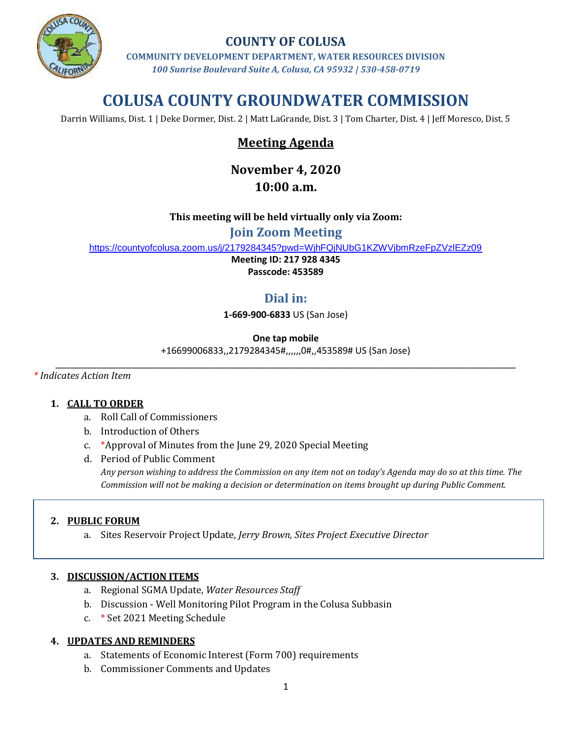# COUNTY OF COLUSA

**COMMUNITY DEVELOPMENT DEPARTMENT, WATER RESOURCES DIVISION**

*100 Sunrise Boulevard Suite A, Colusa, CA 95932 | 530-458-0719*

# COLUSA COUNTY GROUNDWATER COMMISSION

Darrin Williams, Dist. 1 | Deke Dormer, Dist. 2 | Matt LaGrande, Dist. 3 | Tom Charter, Dist. 4 | Jeff Moresco, Dist. 5

## Meeting Agenda

**November 4, 2020**

**10:00 a.m.**

**This meeting will be held virtually only via Zoom:**

### Join Zoom Meeting

https://countyofcolusa.zoom.us/j/2179284345?pwd=WjhFQjNUbG1KZWVjbmRzeFpZVzlEZz09

**Meeting ID: 217 928 4345**

**Passcode: 453589**

### Dial in:

**1-669-900-6833** US (San Jose)

**One tap mobile**

+16699006833,,2179284345#,,,,,,0#,,453589# US (San Jose)

---

*\* Indicates Action Item*

1. **CALL TO ORDER**
   a. Roll Call of Commissioners
   b. Introduction of Others
   c. *Approval of Minutes from the June 29, 2020 Special Meeting
   d. Period of Public Comment
   *Any person wishing to address the Commission on any item not on today's Agenda may do so at this time. The Commission will not be making a decision or determination on items brought up during Public Comment.*

2. **PUBLIC FORUM**
   a. Sites Reservoir Project Update, *Jerry Brown, Sites Project Executive Director*

3. **DISCUSSION/ACTION ITEMS**
   a. Regional SGMA Update, *Water Resources Staff*
   b. Discussion - Well Monitoring Pilot Program in the Colusa Subbasin
   c. * Set 2021 Meeting Schedule

4. **UPDATES AND REMINDERS**
   a. Statements of Economic Interest (Form 700) requirements
   b. Commissioner Comments and Updates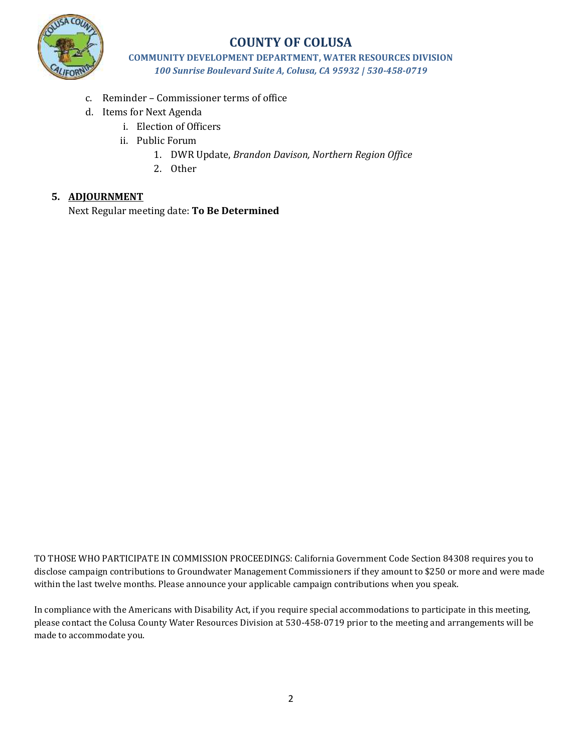c. Reminder – Commissioner terms of office

d. Items for Next Agenda

   i. Election of Officers

   ii. Public Forum

      1. DWR Update, *Brandon Davison, Northern Region Office*
      2. Other

**5. <u>ADJOURNMENT</u>**

Next Regular meeting date: **To Be Determined**

TO THOSE WHO PARTICIPATE IN COMMISSION PROCEEDINGS: California Government Code Section 84308 requires you to disclose campaign contributions to Groundwater Management Commissioners if they amount to $250 or more and were made within the last twelve months. Please announce your applicable campaign contributions when you speak.

In compliance with the Americans with Disability Act, if you require special accommodations to participate in this meeting, please contact the Colusa County Water Resources Division at 530-458-0719 prior to the meeting and arrangements will be made to accommodate you.